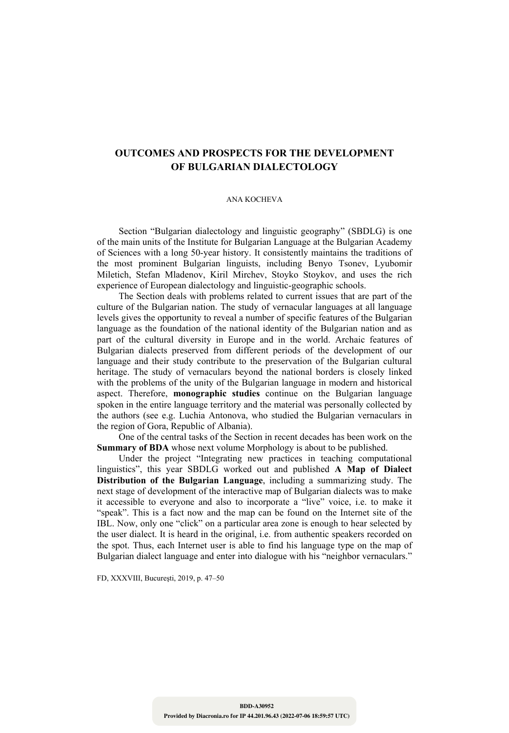# OUTCOMES AND PROSPECTS FOR THE DEVELOPMENT OF BULGARIAN DIALECTOLOGY

ANA KOCHEVA

Section "Bulgarian dialectology and linguistic geography" (SBDLG) is one of the main units of the Institute for Bulgarian Language at the Bulgarian Academy of Sciences with a long 50-year history. It consistently maintains the traditions of the most prominent Bulgarian linguists, including Benyo Tsonev, Lyubomir Miletich, Stefan Mladenov, Kiril Mirchev, Stoyko Stoykov, and uses the rich experience of European dialectology and linguistic-geographic schools.

The Section deals with problems related to current issues that are part of the culture of the Bulgarian nation. The study of vernacular languages at all language levels gives the opportunity to reveal a number of specific features of the Bulgarian language as the foundation of the national identity of the Bulgarian nation and as part of the cultural diversity in Europe and in the world. Archaic features of Bulgarian dialects preserved from different periods of the development of our language and their study contribute to the preservation of the Bulgarian cultural heritage. The study of vernaculars beyond the national borders is closely linked with the problems of the unity of the Bulgarian language in modern and historical aspect. Therefore, **monographic studies** continue on the Bulgarian language spoken in the entire language territory and the material was personally collected by the authors (see e.g. Luchia Antonova, who studied the Bulgarian vernaculars in the region of Gora, Republic of Albania).

One of the central tasks of the Section in recent decades has been work on the **Summary of BDA** whose next volume Morphology is about to be published.

Under the project "Integrating new practices in teaching computational linguistics", this year SBDLG worked out and published **A Map of Dialect Distribution of the Bulgarian Language**, including a summarizing study. The next stage of development of the interactive map of Bulgarian dialects was to make it accessible to everyone and also to incorporate a "live" voice, i.e. to make it "speak". This is a fact now and the map can be found on the Internet site of the IBL. Now, only one "click" on a particular area zone is enough to hear selected by the user dialect. It is heard in the original, i.e. from authentic speakers recorded on the spot. Thus, each Internet user is able to find his language type on the map of Bulgarian dialect language and enter into dialogue with his "neighbor vernaculars."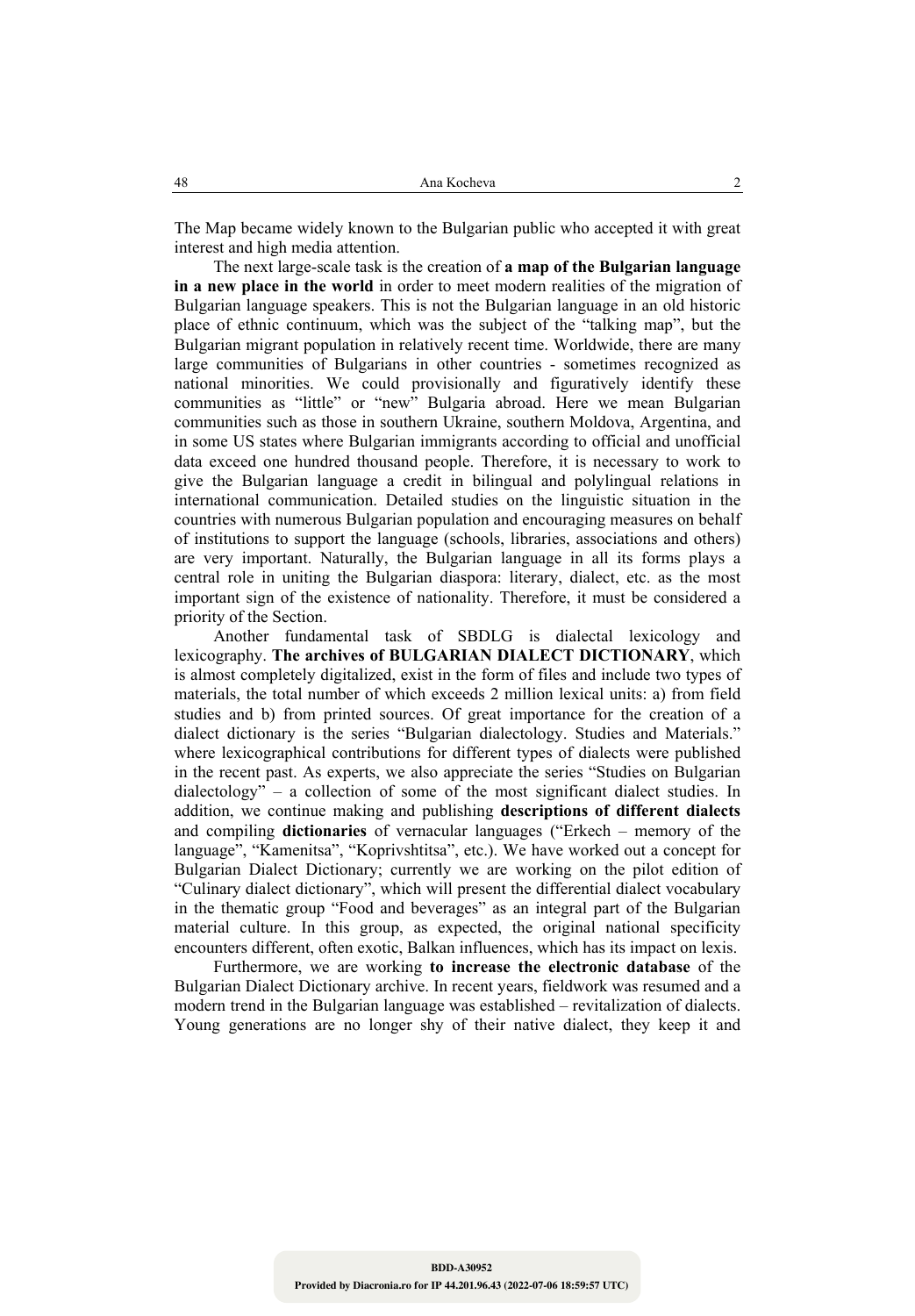The Map became widely known to the Bulgarian public who accepted it with great interest and high media attention.

The next large-scale task is the creation of **a map of the Bulgarian language in a new place in the world** in order to meet modern realities of the migration of Bulgarian language speakers. This is not the Bulgarian language in an old historic place of ethnic continuum, which was the subject of the "talking map", but the Bulgarian migrant population in relatively recent time. Worldwide, there are many large communities of Bulgarians in other countries - sometimes recognized as national minorities. We could provisionally and figuratively identify these communities as "little" or "new" Bulgaria abroad. Here we mean Bulgarian communities such as those in southern Ukraine, southern Moldova, Argentina, and in some US states where Bulgarian immigrants according to official and unofficial data exceed one hundred thousand people. Therefore, it is necessary to work to give the Bulgarian language a credit in bilingual and polylingual relations in international communication. Detailed studies on the linguistic situation in the countries with numerous Bulgarian population and encouraging measures on behalf of institutions to support the language (schools, libraries, associations and others) are very important. Naturally, the Bulgarian language in all its forms plays a central role in uniting the Bulgarian diaspora: literary, dialect, etc. as the most important sign of the existence of nationality. Therefore, it must be considered a priority of the Section.

Another fundamental task of SBDLG is dialectal lexicology and lexicography. **The archives of BULGARIAN DIALECT DICTIONARY**, which is almost completely digitalized, exist in the form of files and include two types of materials, the total number of which exceeds 2 million lexical units: a) from field studies and b) from printed sources. Of great importance for the creation of a dialect dictionary is the series "Bulgarian dialectology. Studies and Materials." where lexicographical contributions for different types of dialects were published in the recent past. As experts, we also appreciate the series "Studies on Bulgarian dialectology" – a collection of some of the most significant dialect studies. In addition, we continue making and publishing **descriptions of different dialects** and compiling **dictionaries** of vernacular languages ("Erkech – memory of the language", "Kamenitsa", "Koprivshtitsa", etc.). We have worked out a concept for Bulgarian Dialect Dictionary; currently we are working on the pilot edition of "Culinary dialect dictionary", which will present the differential dialect vocabulary in the thematic group "Food and beverages" as an integral part of the Bulgarian material culture. In this group, as expected, the original national specificity encounters different, often exotic, Balkan influences, which has its impact on lexis.

Furthermore, we are working **to increase the electronic database** of the Bulgarian Dialect Dictionary archive. In recent years, fieldwork was resumed and a modern trend in the Bulgarian language was established – revitalization of dialects. Young generations are no longer shy of their native dialect, they keep it and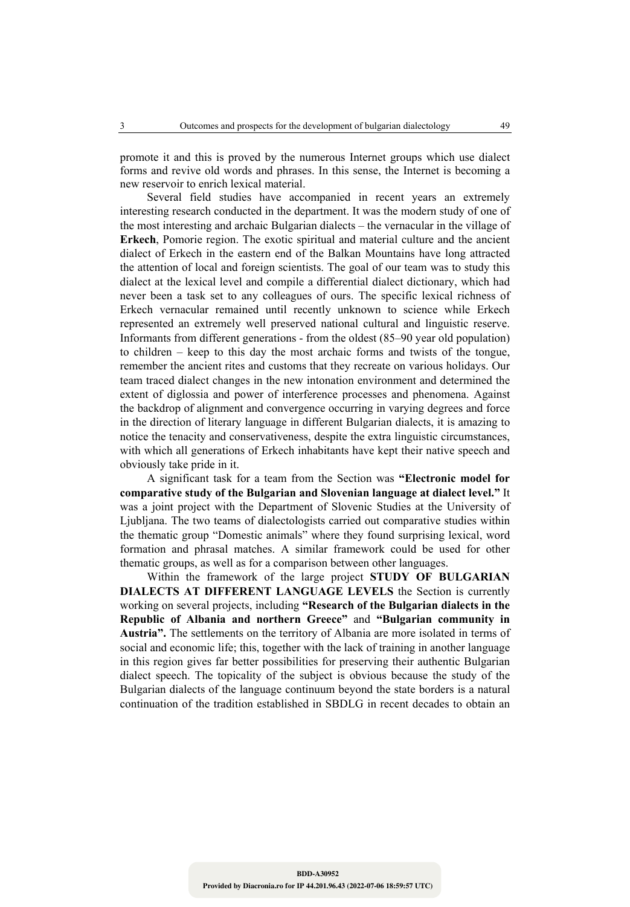promote it and this is proved by the numerous Internet groups which use dialect forms and revive old words and phrases. In this sense, the Internet is becoming a new reservoir to enrich lexical material.

Several field studies have accompanied in recent years an extremely interesting research conducted in the department. It was the modern study of one of the most interesting and archaic Bulgarian dialects – the vernacular in the village of **Erkech**, Pomorie region. The exotic spiritual and material culture and the ancient dialect of Erkech in the eastern end of the Balkan Mountains have long attracted the attention of local and foreign scientists. The goal of our team was to study this dialect at the lexical level and compile a differential dialect dictionary, which had never been a task set to any colleagues of ours. The specific lexical richness of Erkech vernacular remained until recently unknown to science while Erkech represented an extremely well preserved national cultural and linguistic reserve. Informants from different generations - from the oldest (85–90 year old population) to children – keep to this day the most archaic forms and twists of the tongue, remember the ancient rites and customs that they recreate on various holidays. Our team traced dialect changes in the new intonation environment and determined the extent of diglossia and power of interference processes and phenomena. Against the backdrop of alignment and convergence occurring in varying degrees and force in the direction of literary language in different Bulgarian dialects, it is amazing to notice the tenacity and conservativeness, despite the extra linguistic circumstances, with which all generations of Erkech inhabitants have kept their native speech and obviously take pride in it.

A significant task for a team from the Section was **"Electronic model for comparative study of the Bulgarian and Slovenian language at dialect level."** It was a joint project with the Department of Slovenic Studies at the University of Ljubljana. The two teams of dialectologists carried out comparative studies within the thematic group "Domestic animals" where they found surprising lexical, word formation and phrasal matches. A similar framework could be used for other thematic groups, as well as for a comparison between other languages.

Within the framework of the large project **STUDY OF BULGARIAN DIALECTS AT DIFFERENT LANGUAGE LEVELS** the Section is currently working on several projects, including **"Research of the Bulgarian dialects in the Republic of Albania and northern Greece"** and **"Bulgarian community in Austria".** The settlements on the territory of Albania are more isolated in terms of social and economic life; this, together with the lack of training in another language in this region gives far better possibilities for preserving their authentic Bulgarian dialect speech. The topicality of the subject is obvious because the study of the Bulgarian dialects of the language continuum beyond the state borders is a natural continuation of the tradition established in SBDLG in recent decades to obtain an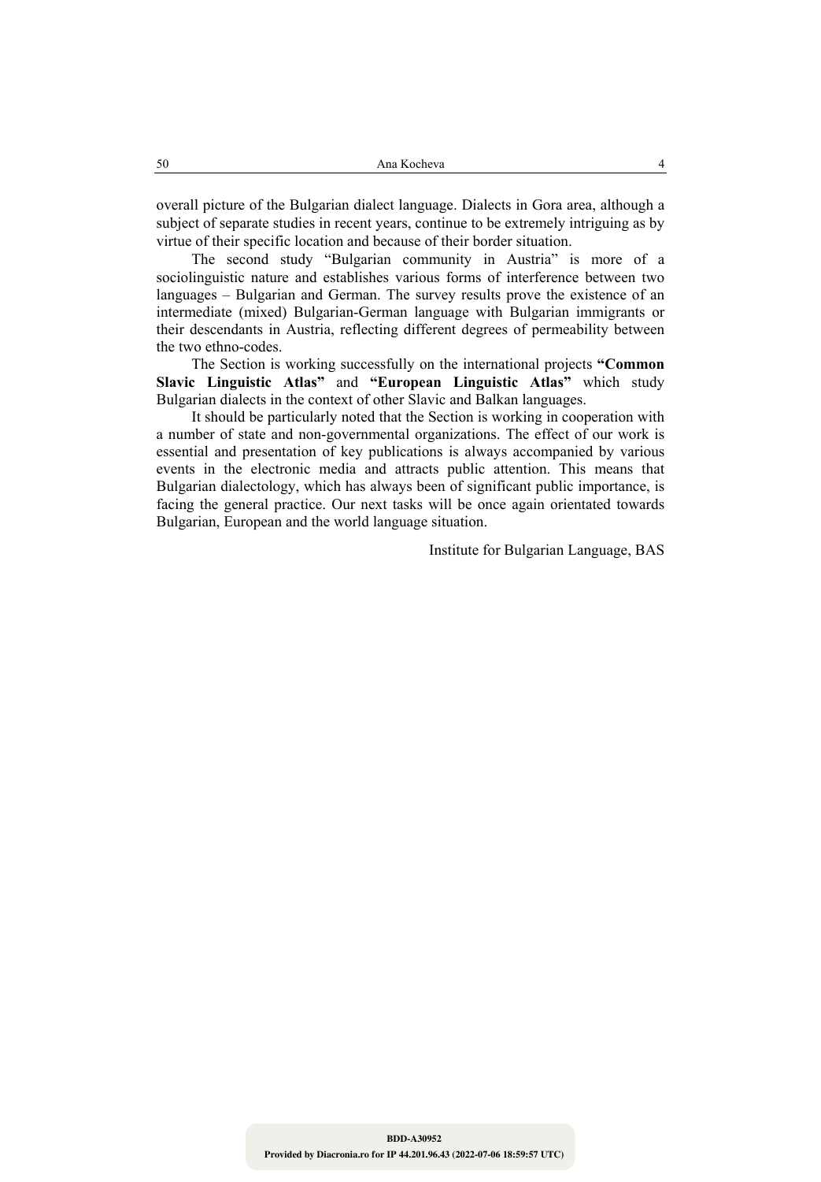overall picture of the Bulgarian dialect language. Dialects in Gora area, although a subject of separate studies in recent years, continue to be extremely intriguing as by virtue of their specific location and because of their border situation.

The second study "Bulgarian community in Austria" is more of a sociolinguistic nature and establishes various forms of interference between two languages – Bulgarian and German. The survey results prove the existence of an intermediate (mixed) Bulgarian-German language with Bulgarian immigrants or their descendants in Austria, reflecting different degrees of permeability between the two ethno-codes.

The Section is working successfully on the international projects **"Common Slavic Linguistic Atlas"** and **"European Linguistic Atlas"** which study Bulgarian dialects in the context of other Slavic and Balkan languages.

It should be particularly noted that the Section is working in cooperation with a number of state and non-governmental organizations. The effect of our work is essential and presentation of key publications is always accompanied by various events in the electronic media and attracts public attention. This means that Bulgarian dialectology, which has always been of significant public importance, is facing the general practice. Our next tasks will be once again orientated towards Bulgarian, European and the world language situation.

Institute for Bulgarian Language, BAS